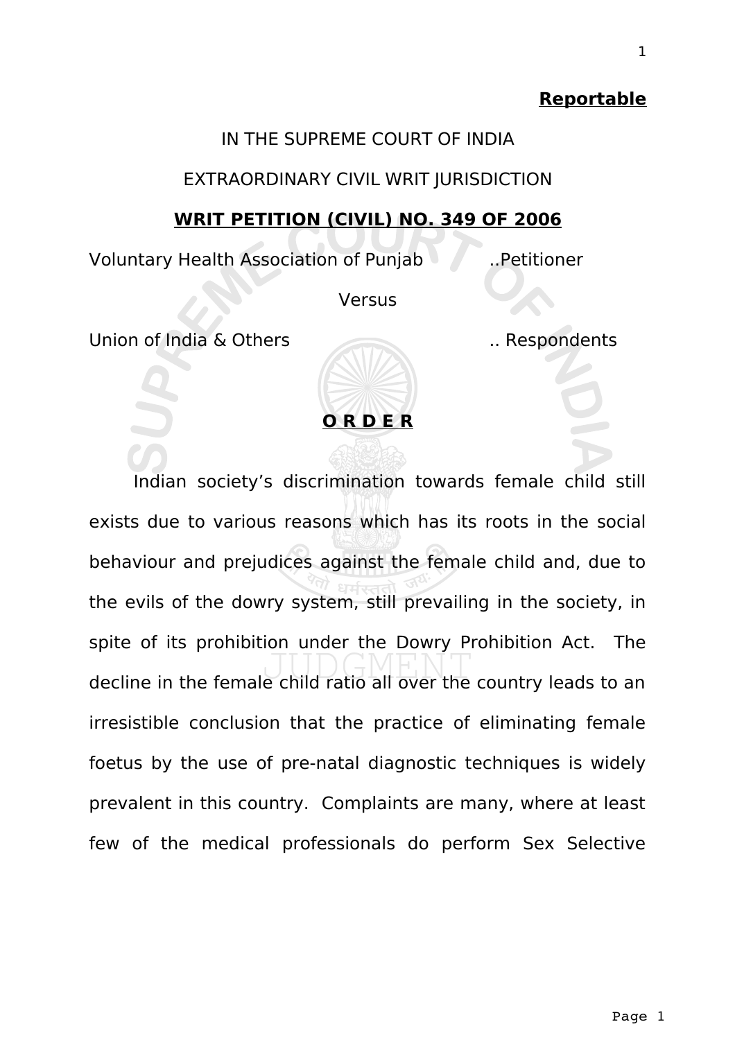**Reportable**

IN THE SUPREME COURT OF INDIA

EXTRAORDINARY CIVIL WRIT JURISDICTION

**WRIT PETITION (CIVIL) NO. 349 OF 2006**

Voluntary Health Association of Punjab ..Petitioner

Versus

Union of India & Others .. Respondents

**O R D E R**

Indian society's discrimination towards female child still exists due to various reasons which has its roots in the social behaviour and prejudices against the female child and, due to the evils of the dowry system, still prevailing in the society, in spite of its prohibition under the Dowry Prohibition Act. The decline in the female child ratio all over the country leads to an irresistible conclusion that the practice of eliminating female foetus by the use of pre-natal diagnostic techniques is widely prevalent in this country. Complaints are many, where at least few of the medical professionals do perform Sex Selective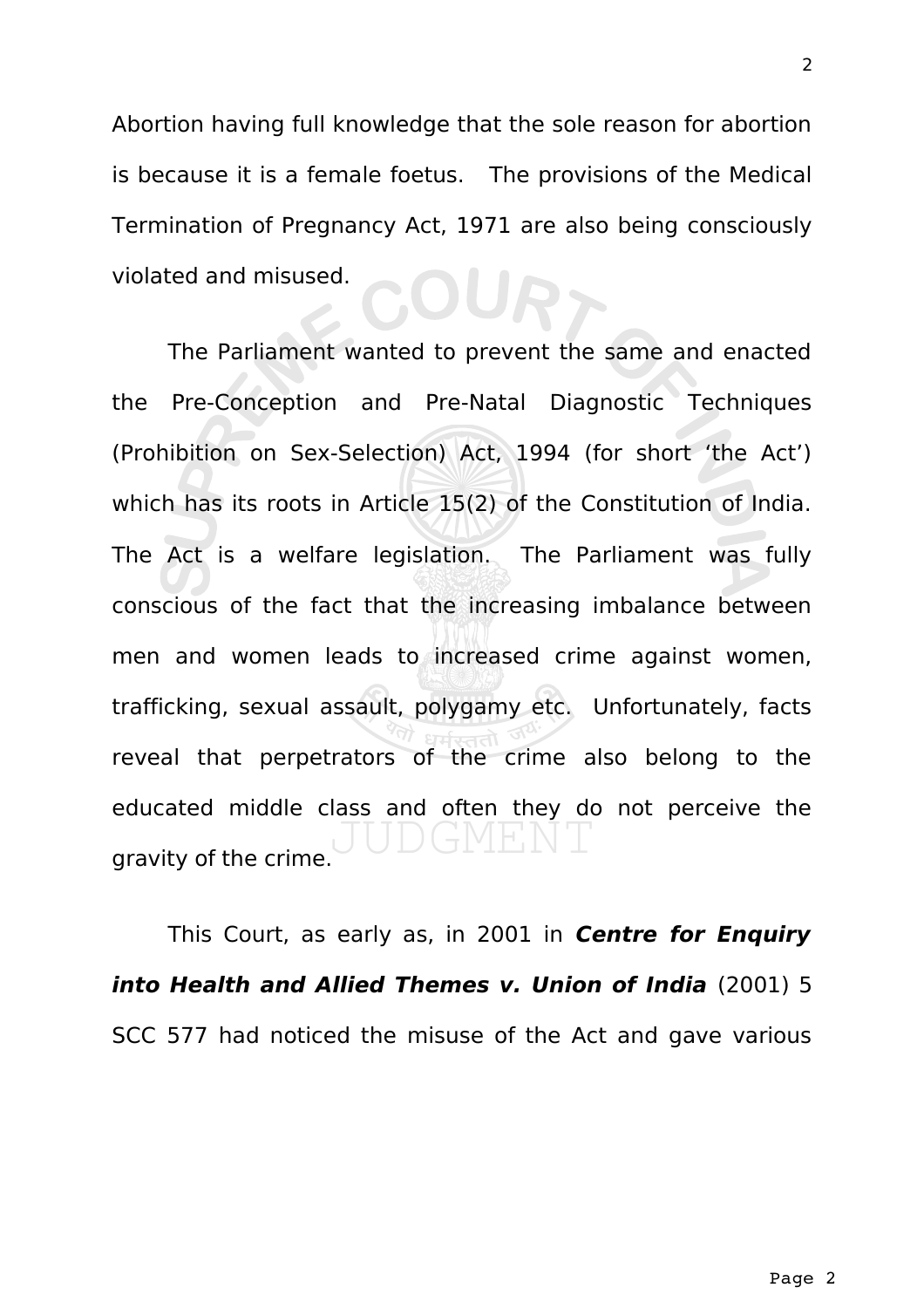Abortion having full knowledge that the sole reason for abortion is because it is a female foetus. The provisions of the Medical Termination of Pregnancy Act, 1971 are also being consciously violated and misused.

The Parliament wanted to prevent the same and enacted the Pre-Conception and Pre-Natal Diagnostic Techniques (Prohibition on Sex-Selection) Act, 1994 (for short 'the Act') which has its roots in Article 15(2) of the Constitution of India. The Act is a welfare legislation. The Parliament was fully conscious of the fact that the increasing imbalance between men and women leads to increased crime against women, trafficking, sexual assault, polygamy etc. Unfortunately, facts reveal that perpetrators of the crime also belong to the educated middle class and often they do not perceive the gravity of the crime.

This Court, as early as, in 2001 in ***Centre for Enquiry into Health and Allied Themes v. Union of India*** (2001) 5 SCC 577 had noticed the misuse of the Act and gave various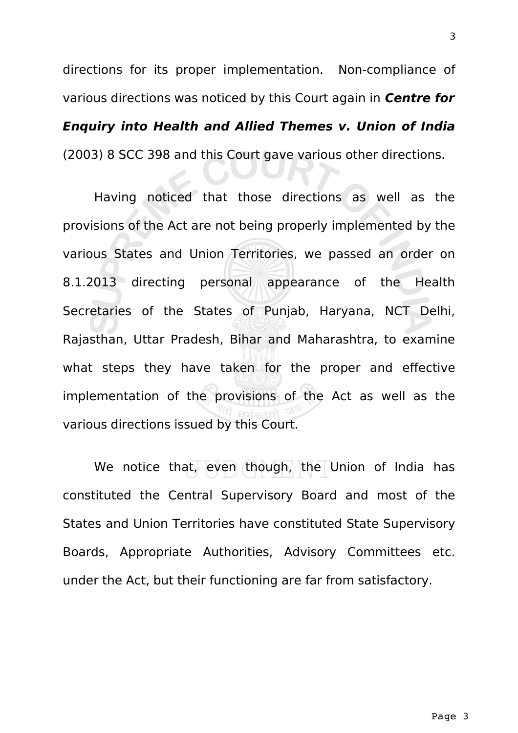directions for its proper implementation. Non-compliance of various directions was noticed by this Court again in ***Centre for Enquiry into Health and Allied Themes v. Union of India*** (2003) 8 SCC 398 and this Court gave various other directions.

Having noticed that those directions as well as the provisions of the Act are not being properly implemented by the various States and Union Territories, we passed an order on 8.1.2013 directing personal appearance of the Health Secretaries of the States of Punjab, Haryana, NCT Delhi, Rajasthan, Uttar Pradesh, Bihar and Maharashtra, to examine what steps they have taken for the proper and effective implementation of the provisions of the Act as well as the various directions issued by this Court.

We notice that, even though, the Union of India has constituted the Central Supervisory Board and most of the States and Union Territories have constituted State Supervisory Boards, Appropriate Authorities, Advisory Committees etc. under the Act, but their functioning are far from satisfactory.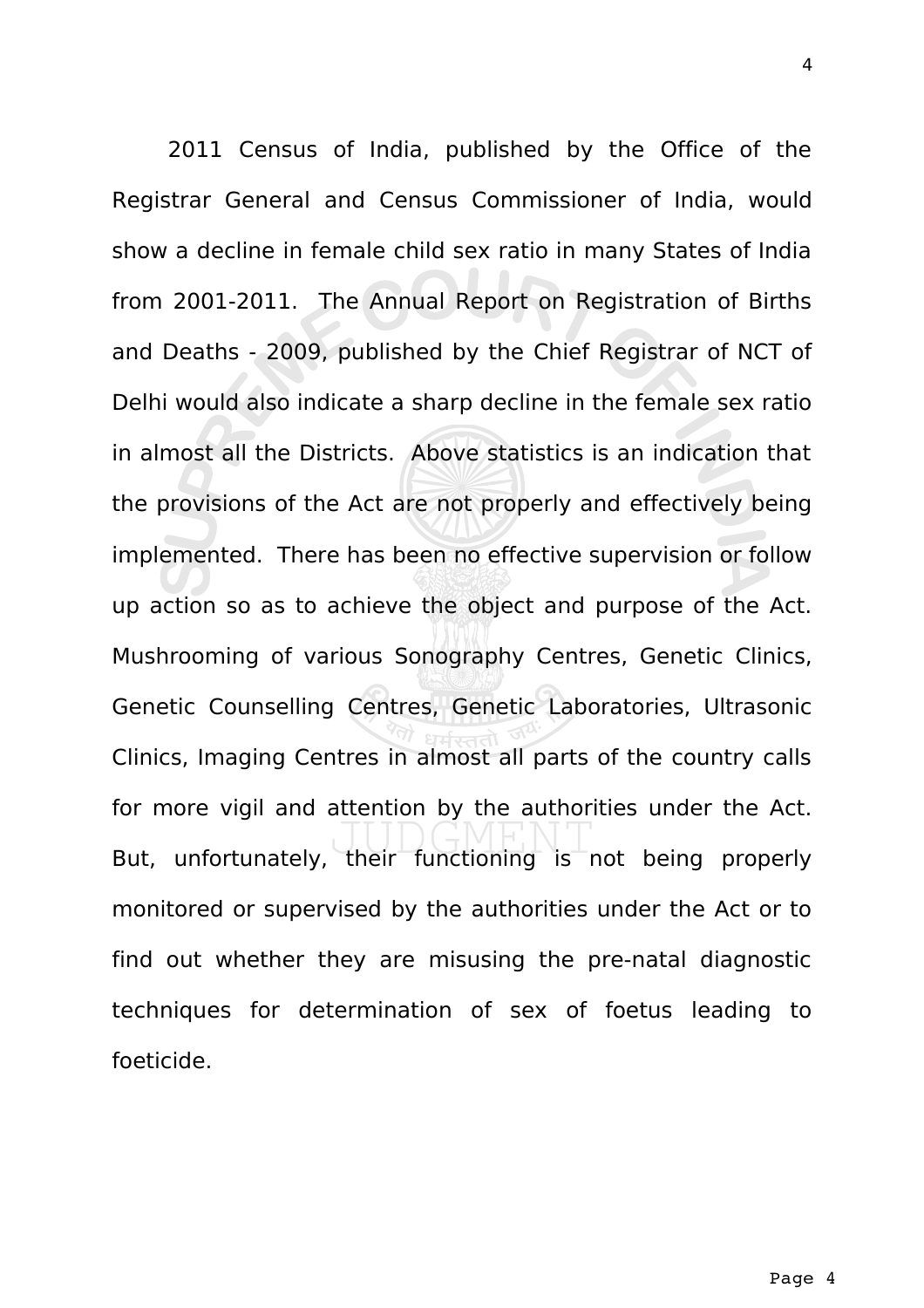2011 Census of India, published by the Office of the Registrar General and Census Commissioner of India, would show a decline in female child sex ratio in many States of India from 2001-2011. The Annual Report on Registration of Births and Deaths - 2009, published by the Chief Registrar of NCT of Delhi would also indicate a sharp decline in the female sex ratio in almost all the Districts. Above statistics is an indication that the provisions of the Act are not properly and effectively being implemented. There has been no effective supervision or follow up action so as to achieve the object and purpose of the Act. Mushrooming of various Sonography Centres, Genetic Clinics, Genetic Counselling Centres, Genetic Laboratories, Ultrasonic Clinics, Imaging Centres in almost all parts of the country calls for more vigil and attention by the authorities under the Act. But, unfortunately, their functioning is not being properly monitored or supervised by the authorities under the Act or to find out whether they are misusing the pre-natal diagnostic techniques for determination of sex of foetus leading to foeticide.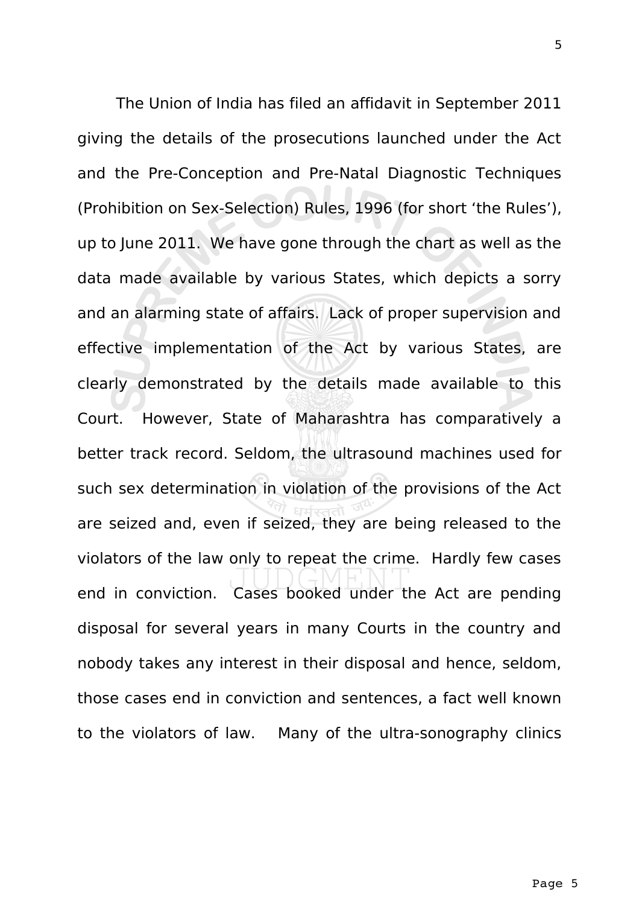The Union of India has filed an affidavit in September 2011 giving the details of the prosecutions launched under the Act and the Pre-Conception and Pre-Natal Diagnostic Techniques (Prohibition on Sex-Selection) Rules, 1996 (for short 'the Rules'), up to June 2011. We have gone through the chart as well as the data made available by various States, which depicts a sorry and an alarming state of affairs. Lack of proper supervision and effective implementation of the Act by various States, are clearly demonstrated by the details made available to this Court. However, State of Maharashtra has comparatively a better track record. Seldom, the ultrasound machines used for such sex determination in violation of the provisions of the Act are seized and, even if seized, they are being released to the violators of the law only to repeat the crime. Hardly few cases end in conviction. Cases booked under the Act are pending disposal for several years in many Courts in the country and nobody takes any interest in their disposal and hence, seldom, those cases end in conviction and sentences, a fact well known to the violators of law. Many of the ultra-sonography clinics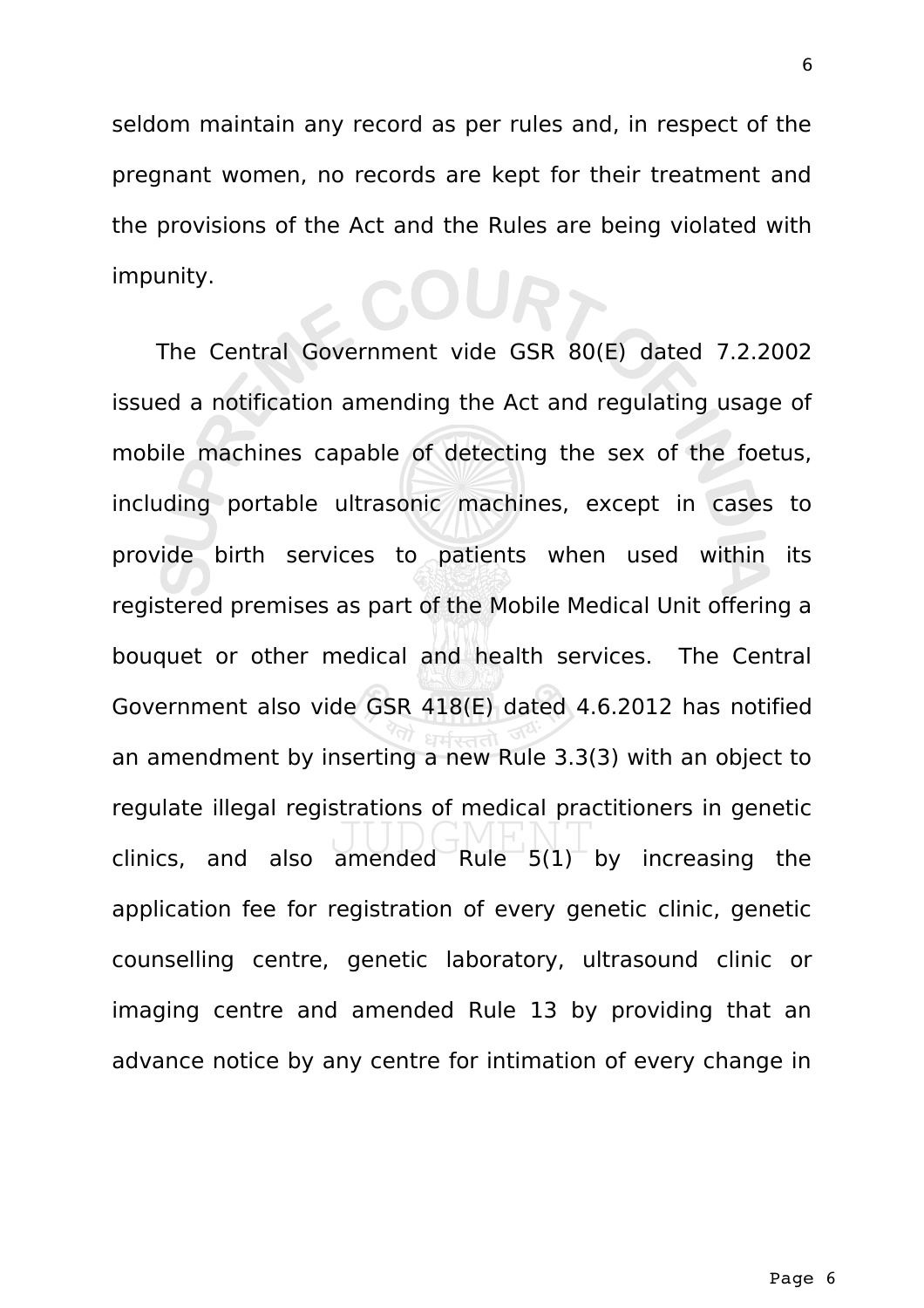seldom maintain any record as per rules and, in respect of the pregnant women, no records are kept for their treatment and the provisions of the Act and the Rules are being violated with impunity.

The Central Government vide GSR 80(E) dated 7.2.2002 issued a notification amending the Act and regulating usage of mobile machines capable of detecting the sex of the foetus, including portable ultrasonic machines, except in cases to provide birth services to patients when used within its registered premises as part of the Mobile Medical Unit offering a bouquet or other medical and health services. The Central Government also vide GSR 418(E) dated 4.6.2012 has notified an amendment by inserting a new Rule 3.3(3) with an object to regulate illegal registrations of medical practitioners in genetic clinics, and also amended Rule 5(1) by increasing the application fee for registration of every genetic clinic, genetic counselling centre, genetic laboratory, ultrasound clinic or imaging centre and amended Rule 13 by providing that an advance notice by any centre for intimation of every change in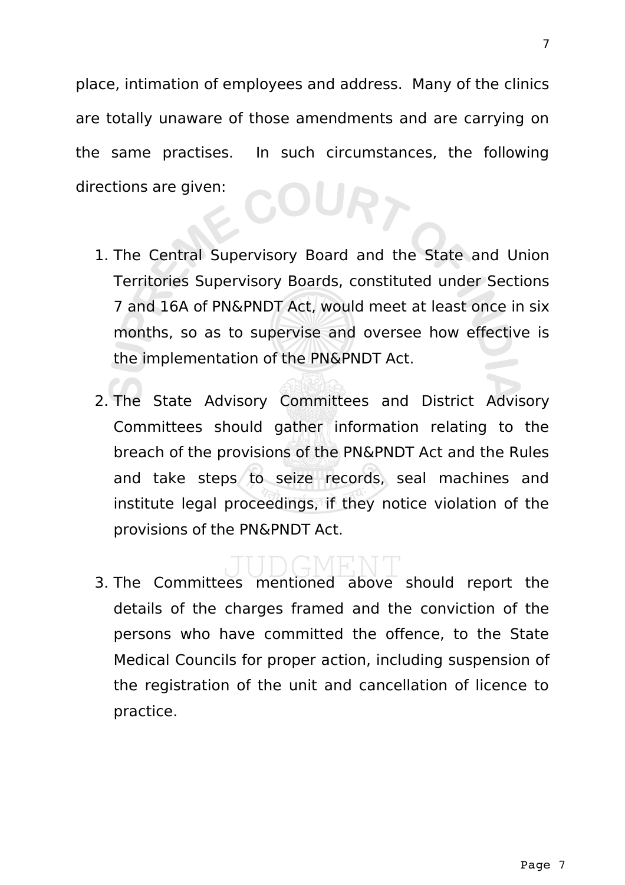place, intimation of employees and address. Many of the clinics are totally unaware of those amendments and are carrying on the same practises. In such circumstances, the following directions are given:

1. The Central Supervisory Board and the State and Union Territories Supervisory Boards, constituted under Sections 7 and 16A of PN&PNDT Act, would meet at least once in six months, so as to supervise and oversee how effective is the implementation of the PN&PNDT Act.

2. The State Advisory Committees and District Advisory Committees should gather information relating to the breach of the provisions of the PN&PNDT Act and the Rules and take steps to seize records, seal machines and institute legal proceedings, if they notice violation of the provisions of the PN&PNDT Act.

3. The Committees mentioned above should report the details of the charges framed and the conviction of the persons who have committed the offence, to the State Medical Councils for proper action, including suspension of the registration of the unit and cancellation of licence to practice.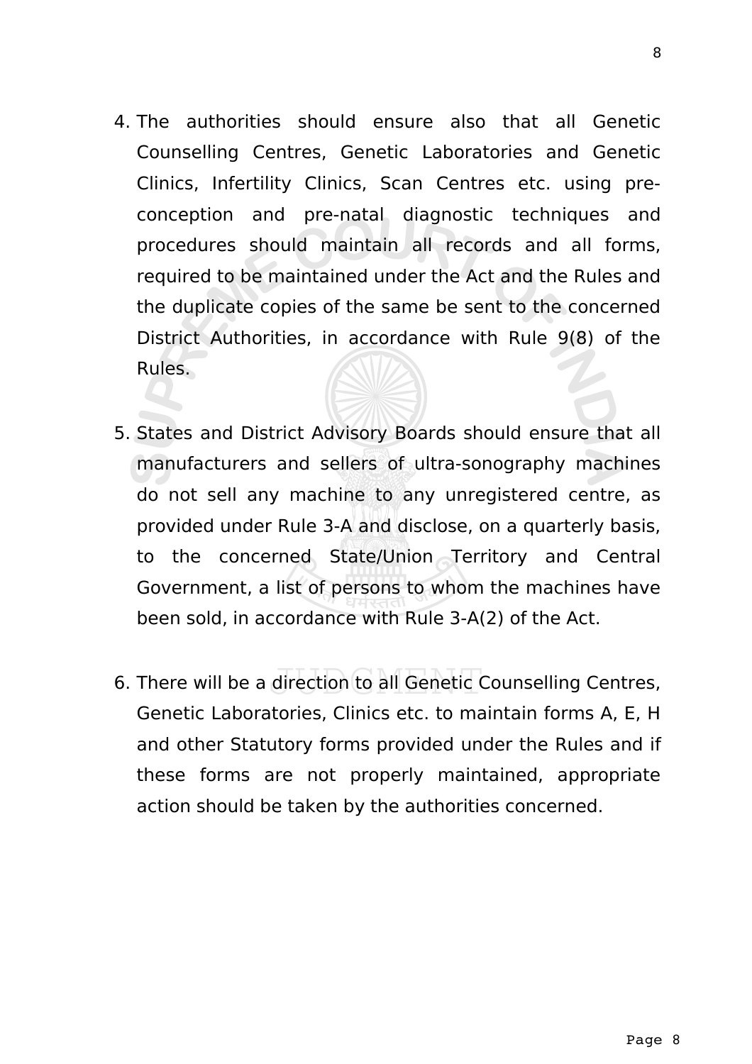4. The authorities should ensure also that all Genetic Counselling Centres, Genetic Laboratories and Genetic Clinics, Infertility Clinics, Scan Centres etc. using pre-conception and pre-natal diagnostic techniques and procedures should maintain all records and all forms, required to be maintained under the Act and the Rules and the duplicate copies of the same be sent to the concerned District Authorities, in accordance with Rule 9(8) of the Rules.

5. States and District Advisory Boards should ensure that all manufacturers and sellers of ultra-sonography machines do not sell any machine to any unregistered centre, as provided under Rule 3-A and disclose, on a quarterly basis, to the concerned State/Union Territory and Central Government, a list of persons to whom the machines have been sold, in accordance with Rule 3-A(2) of the Act.

6. There will be a direction to all Genetic Counselling Centres, Genetic Laboratories, Clinics etc. to maintain forms A, E, H and other Statutory forms provided under the Rules and if these forms are not properly maintained, appropriate action should be taken by the authorities concerned.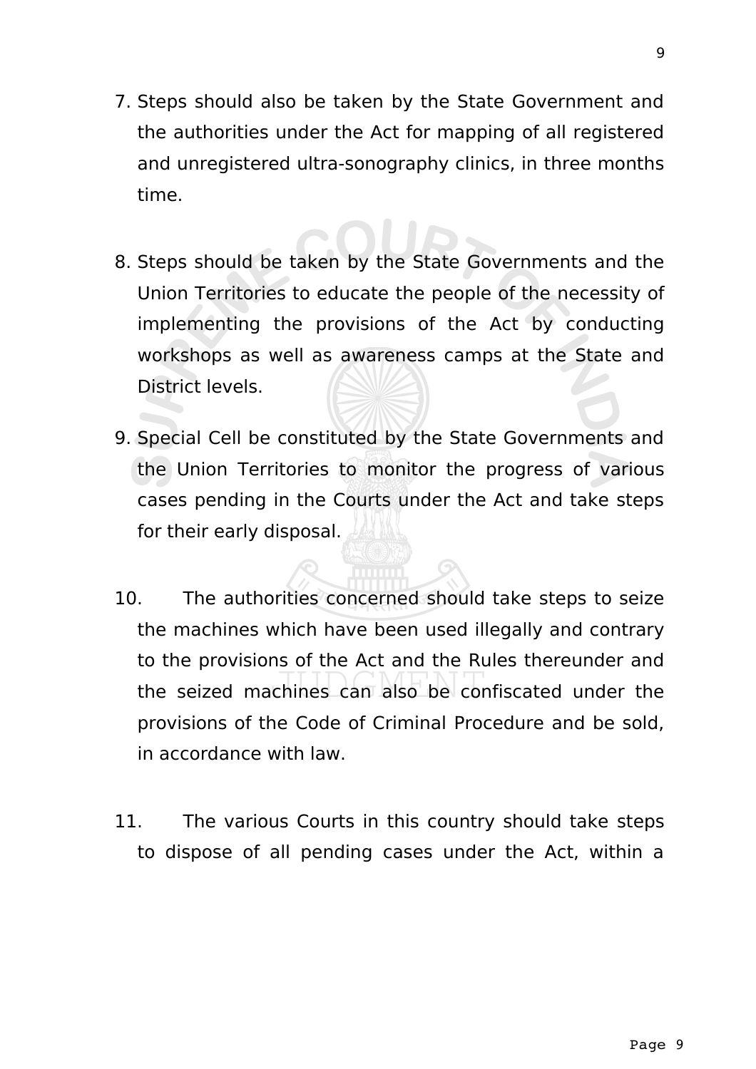7. Steps should also be taken by the State Government and the authorities under the Act for mapping of all registered and unregistered ultra-sonography clinics, in three months time.

8. Steps should be taken by the State Governments and the Union Territories to educate the people of the necessity of implementing the provisions of the Act by conducting workshops as well as awareness camps at the State and District levels.

9. Special Cell be constituted by the State Governments and the Union Territories to monitor the progress of various cases pending in the Courts under the Act and take steps for their early disposal.

10. The authorities concerned should take steps to seize the machines which have been used illegally and contrary to the provisions of the Act and the Rules thereunder and the seized machines can also be confiscated under the provisions of the Code of Criminal Procedure and be sold, in accordance with law.

11. The various Courts in this country should take steps to dispose of all pending cases under the Act, within a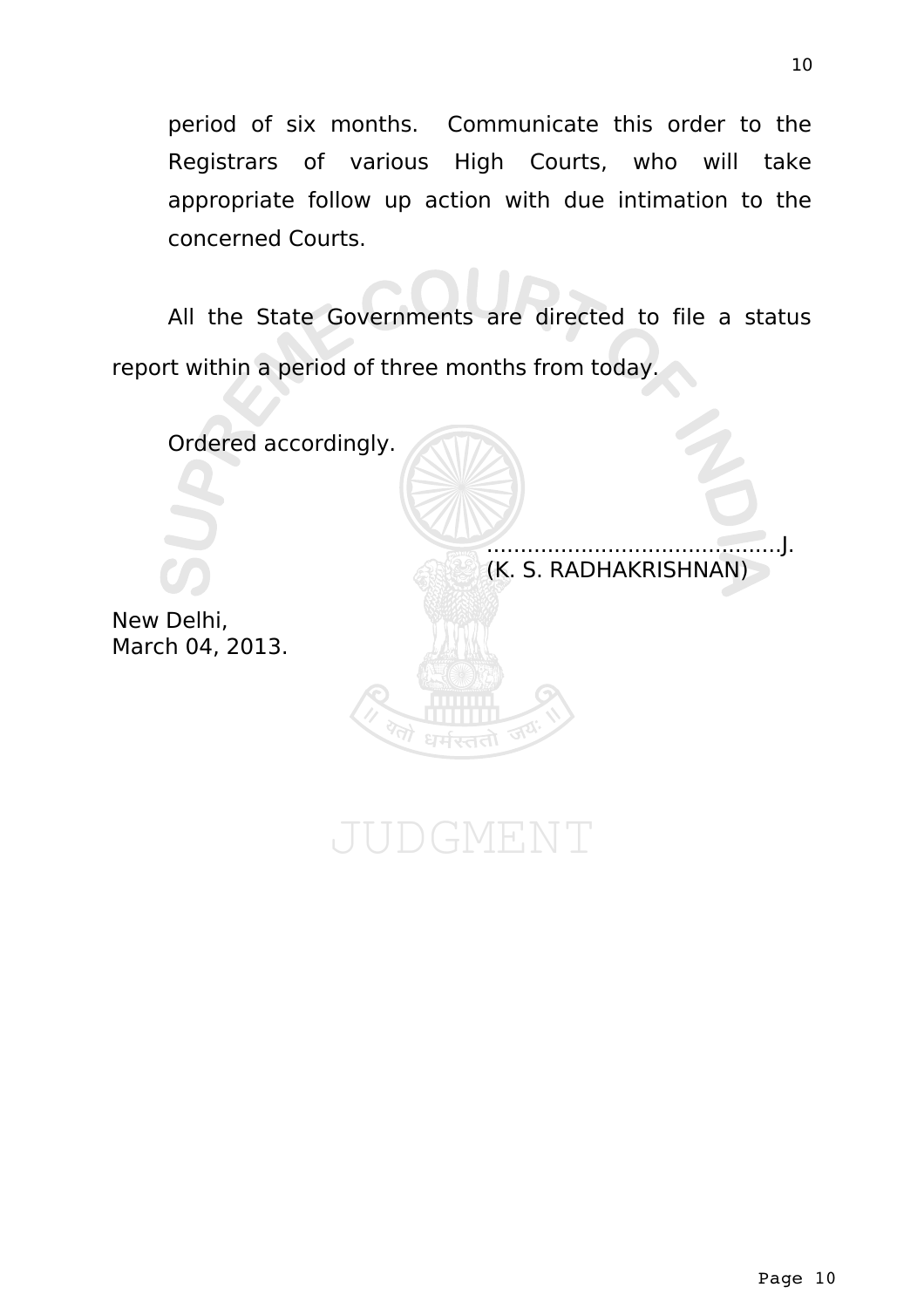period of six months. Communicate this order to the Registrars of various High Courts, who will take appropriate follow up action with due intimation to the concerned Courts.

All the State Governments are directed to file a status report within a period of three months from today.

Ordered accordingly.

..........................................J.
(K. S. RADHAKRISHNAN)

New Delhi,
March 04, 2013.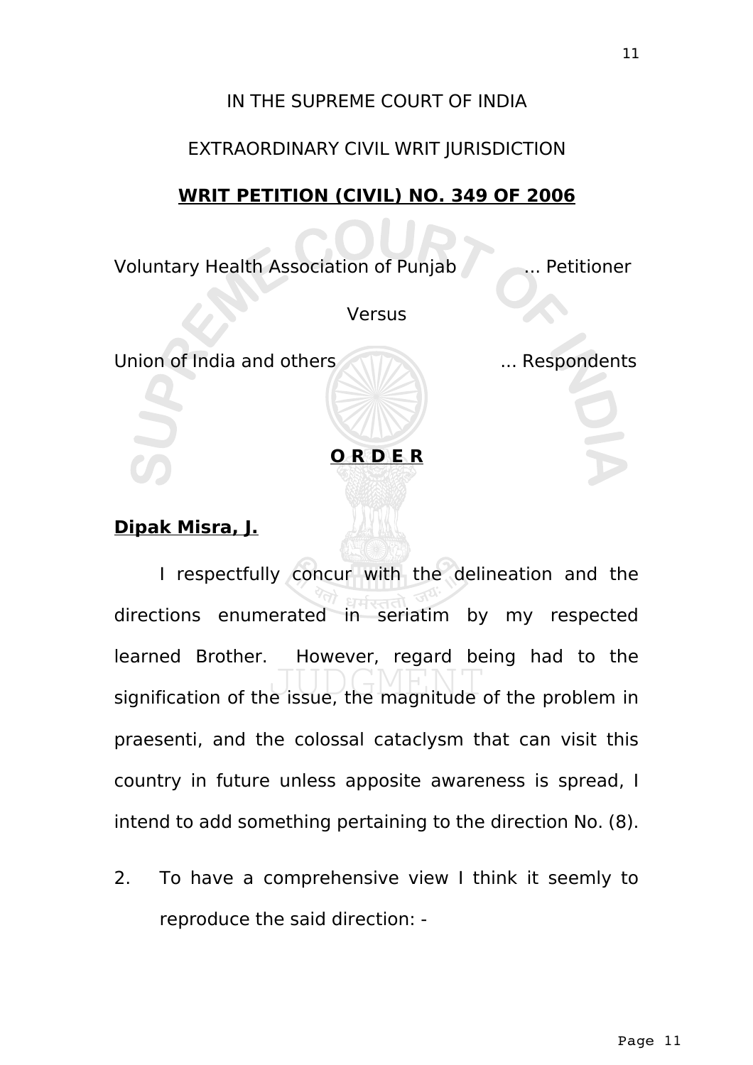IN THE SUPREME COURT OF INDIA

EXTRAORDINARY CIVIL WRIT JURISDICTION

**WRIT PETITION (CIVIL) NO. 349 OF 2006**

Voluntary Health Association of Punjab ... Petitioner

Versus

Union of India and others ... Respondents

**O R D E R**

**Dipak Misra, J.**

I respectfully concur with the delineation and the directions enumerated in seriatim by my respected learned Brother. However, regard being had to the signification of the issue, the magnitude of the problem in praesenti, and the colossal cataclysm that can visit this country in future unless apposite awareness is spread, I intend to add something pertaining to the direction No. (8).

2. To have a comprehensive view I think it seemly to reproduce the said direction: -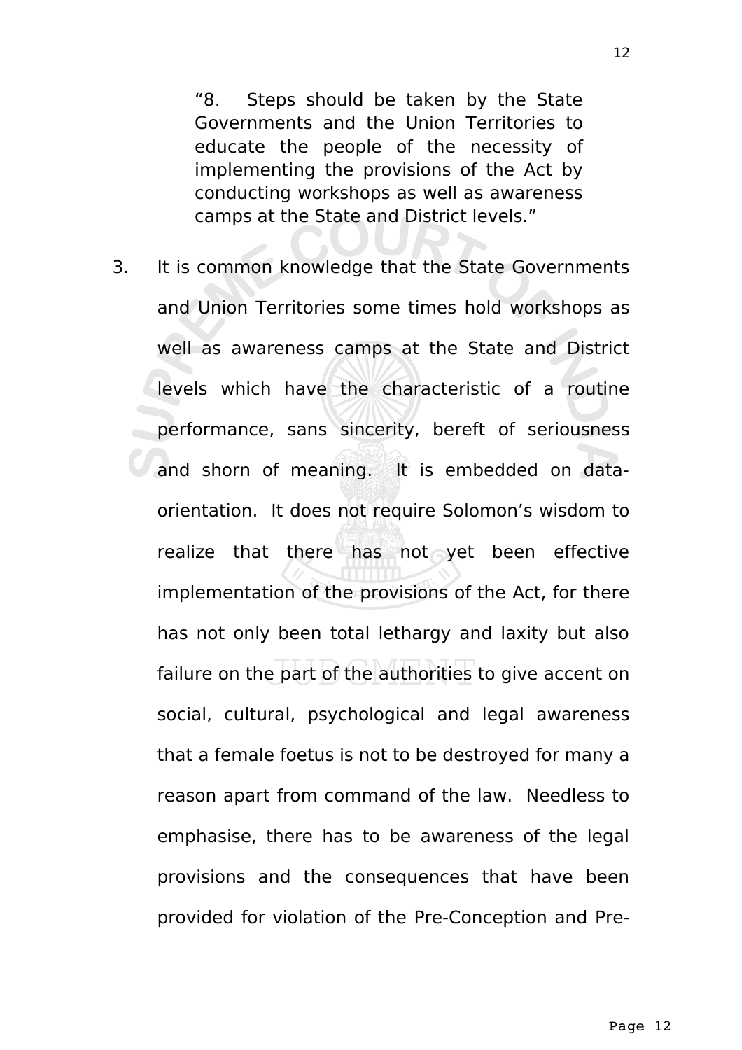> "8. Steps should be taken by the State Governments and the Union Territories to educate the people of the necessity of implementing the provisions of the Act by conducting workshops as well as awareness camps at the State and District levels."

3. It is common knowledge that the State Governments and Union Territories some times hold workshops as well as awareness camps at the State and District levels which have the characteristic of a routine performance, sans sincerity, bereft of seriousness and shorn of meaning. It is embedded on data-orientation. It does not require Solomon's wisdom to realize that there has not yet been effective implementation of the provisions of the Act, for there has not only been total lethargy and laxity but also failure on the part of the authorities to give accent on social, cultural, psychological and legal awareness that a female foetus is not to be destroyed for many a reason apart from command of the law. Needless to emphasise, there has to be awareness of the legal provisions and the consequences that have been provided for violation of the Pre-Conception and Pre-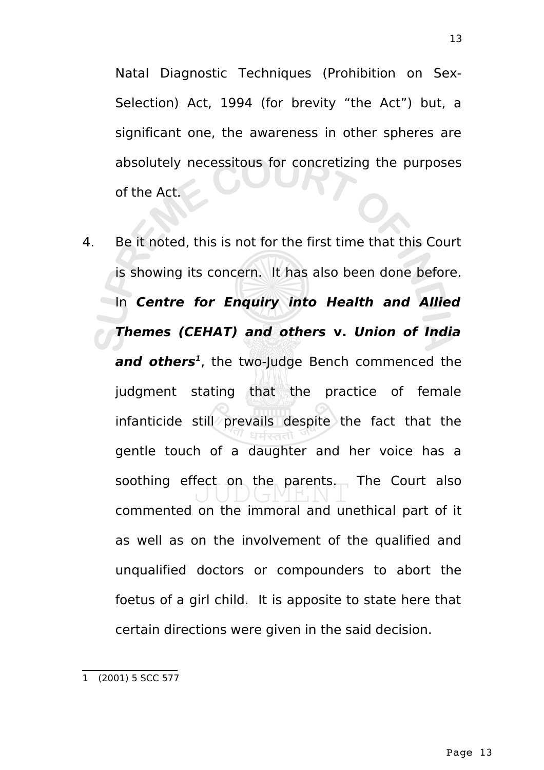Natal Diagnostic Techniques (Prohibition on Sex-Selection) Act, 1994 (for brevity "the Act") but, a significant one, the awareness in other spheres are absolutely necessitous for concretizing the purposes of the Act.

4. Be it noted, this is not for the first time that this Court is showing its concern. It has also been done before. In ***Centre for Enquiry into Health and Allied Themes (CEHAT) and others* v. *Union of India and others***[1], the two-Judge Bench commenced the judgment stating that the practice of female infanticide still prevails despite the fact that the gentle touch of a daughter and her voice has a soothing effect on the parents. The Court also commented on the immoral and unethical part of it as well as on the involvement of the qualified and unqualified doctors or compounders to abort the foetus of a girl child. It is apposite to state here that certain directions were given in the said decision.

---

1 (2001) 5 SCC 577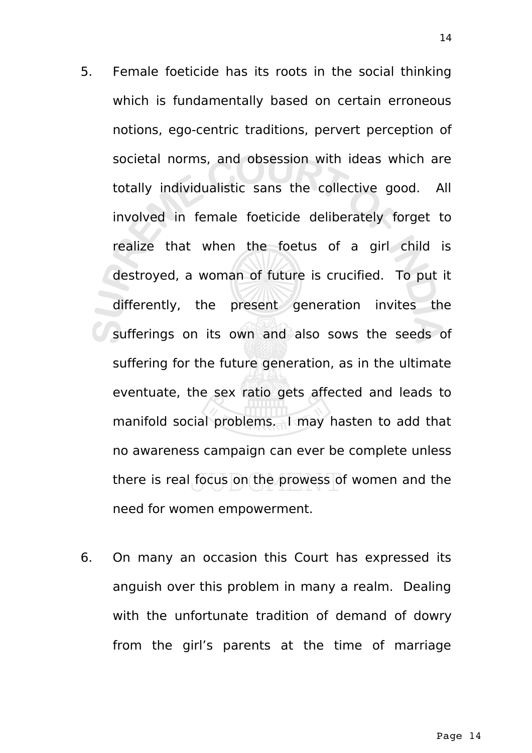5. Female foeticide has its roots in the social thinking which is fundamentally based on certain erroneous notions, ego-centric traditions, pervert perception of societal norms, and obsession with ideas which are totally individualistic sans the collective good. All involved in female foeticide deliberately forget to realize that when the foetus of a girl child is destroyed, a woman of future is crucified. To put it differently, the present generation invites the sufferings on its own and also sows the seeds of suffering for the future generation, as in the ultimate eventuate, the sex ratio gets affected and leads to manifold social problems. I may hasten to add that no awareness campaign can ever be complete unless there is real focus on the prowess of women and the need for women empowerment.

6. On many an occasion this Court has expressed its anguish over this problem in many a realm. Dealing with the unfortunate tradition of demand of dowry from the girl's parents at the time of marriage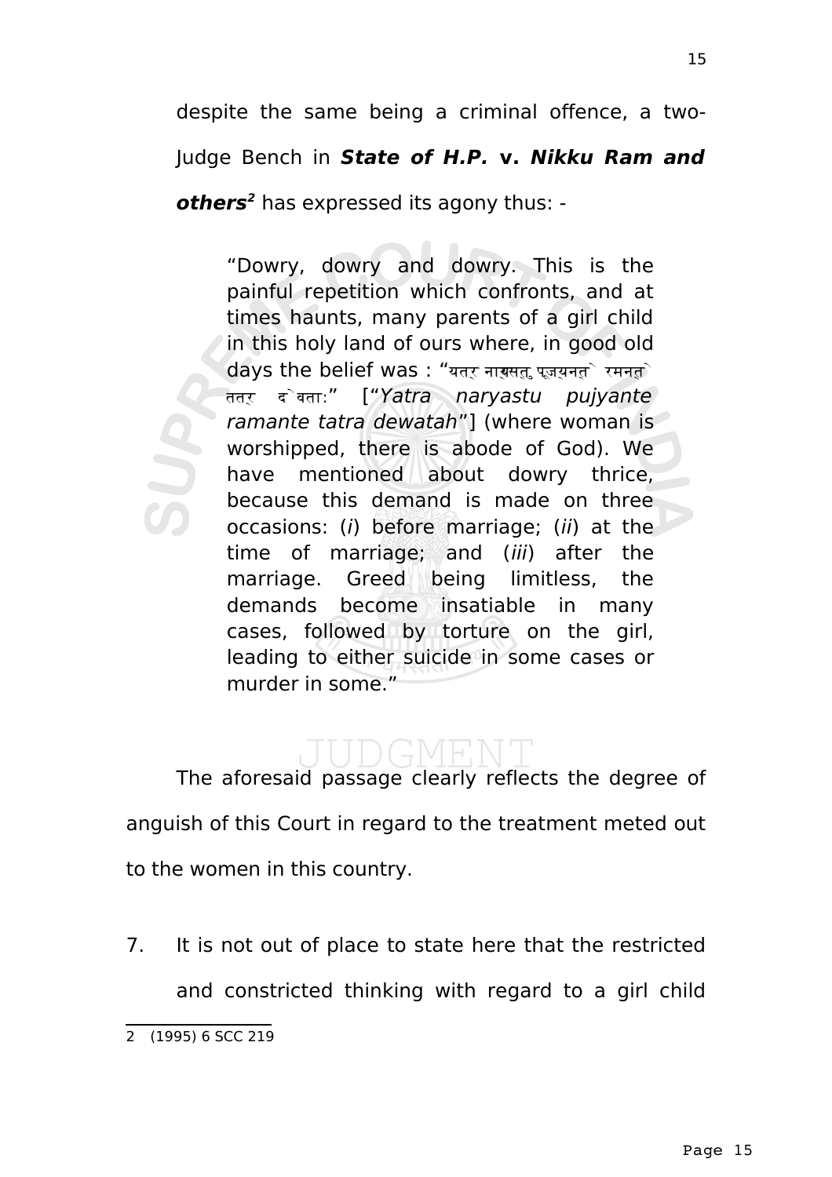despite the same being a criminal offence, a two-Judge Bench in ***State of H.P.* v. *Nikku Ram and others***[2] has expressed its agony thus: -

> "Dowry, dowry and dowry. This is the painful repetition which confronts, and at times haunts, many parents of a girl child in this holy land of ours where, in good old days the belief was : "यत्र नार्यस्तु पूज्यन्ते रमन्ते तत्र देवताः" ["*Yatra naryastu pujyante ramante tatra dewatah*"] (where woman is worshipped, there is abode of God). We have mentioned about dowry thrice, because this demand is made on three occasions: (*i*) before marriage; (*ii*) at the time of marriage; and (*iii*) after the marriage. Greed being limitless, the demands become insatiable in many cases, followed by torture on the girl, leading to either suicide in some cases or murder in some."

The aforesaid passage clearly reflects the degree of anguish of this Court in regard to the treatment meted out to the women in this country.

7. It is not out of place to state here that the restricted and constricted thinking with regard to a girl child

---

2 (1995) 6 SCC 219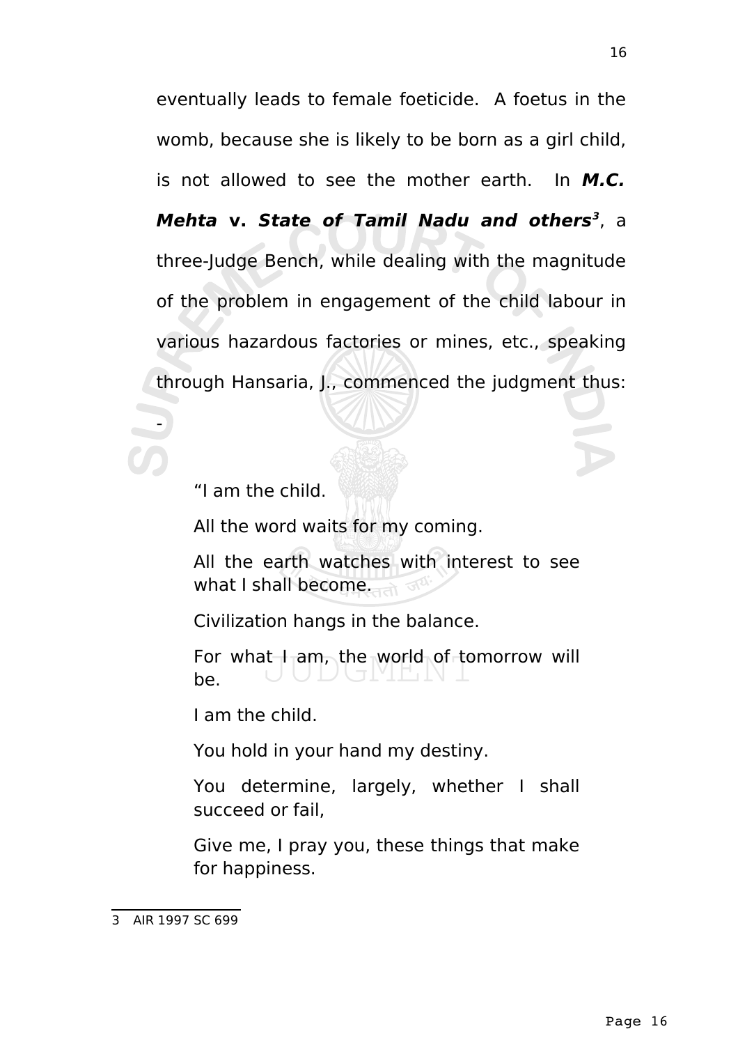eventually leads to female foeticide. A foetus in the womb, because she is likely to be born as a girl child, is not allowed to see the mother earth. In ***M.C. Mehta* v. *State of Tamil Nadu and others***[3], a three-Judge Bench, while dealing with the magnitude of the problem in engagement of the child labour in various hazardous factories or mines, etc., speaking through Hansaria, J., commenced the judgment thus: -

> "I am the child.
>
> All the word waits for my coming.
>
> All the earth watches with interest to see what I shall become.
>
> Civilization hangs in the balance.
>
> For what I am, the world of tomorrow will be.
>
> I am the child.
>
> You hold in your hand my destiny.
>
> You determine, largely, whether I shall succeed or fail,
>
> Give me, I pray you, these things that make for happiness.

---

3 AIR 1997 SC 699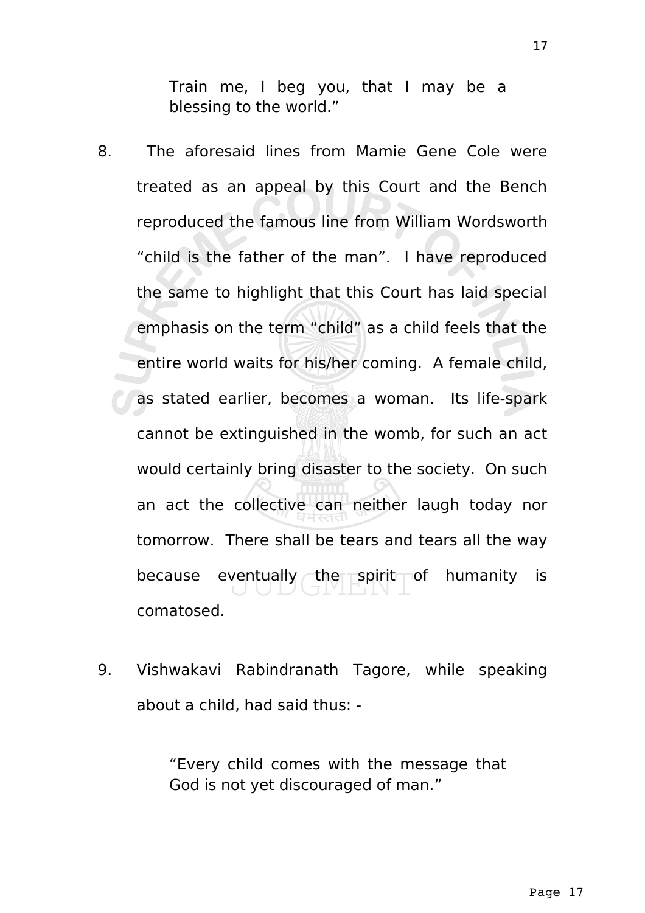> Train me, I beg you, that I may be a blessing to the world."

8. The aforesaid lines from Mamie Gene Cole were treated as an appeal by this Court and the Bench reproduced the famous line from William Wordsworth "child is the father of the man". I have reproduced the same to highlight that this Court has laid special emphasis on the term "child" as a child feels that the entire world waits for his/her coming. A female child, as stated earlier, becomes a woman. Its life-spark cannot be extinguished in the womb, for such an act would certainly bring disaster to the society. On such an act the collective can neither laugh today nor tomorrow. There shall be tears and tears all the way because eventually the spirit of humanity is comatosed.

9. Vishwakavi Rabindranath Tagore, while speaking about a child, had said thus: -

> "Every child comes with the message that God is not yet discouraged of man."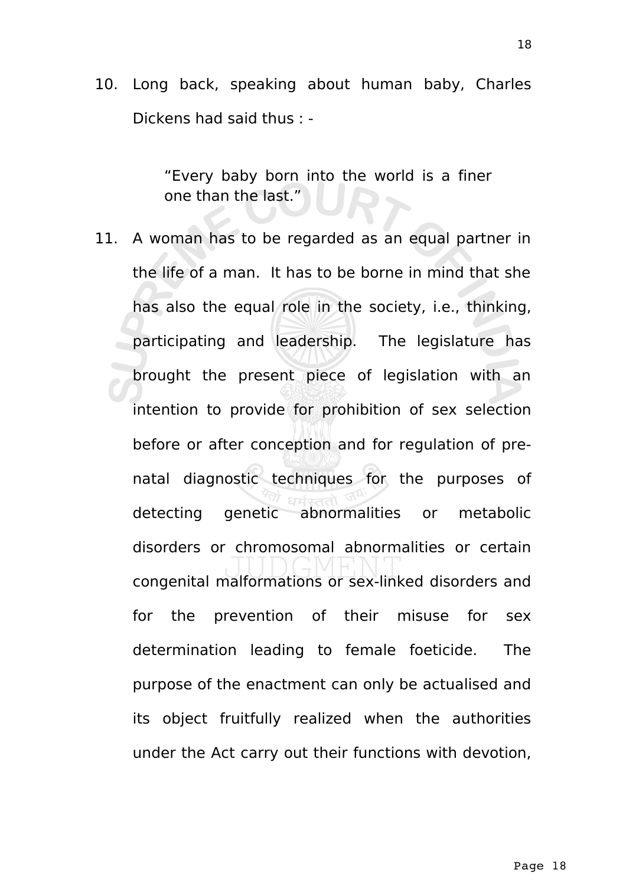10. Long back, speaking about human baby, Charles Dickens had said thus : -

> "Every baby born into the world is a finer one than the last."

11. A woman has to be regarded as an equal partner in the life of a man. It has to be borne in mind that she has also the equal role in the society, i.e., thinking, participating and leadership. The legislature has brought the present piece of legislation with an intention to provide for prohibition of sex selection before or after conception and for regulation of pre-natal diagnostic techniques for the purposes of detecting genetic abnormalities or metabolic disorders or chromosomal abnormalities or certain congenital malformations or sex-linked disorders and for the prevention of their misuse for sex determination leading to female foeticide. The purpose of the enactment can only be actualised and its object fruitfully realized when the authorities under the Act carry out their functions with devotion,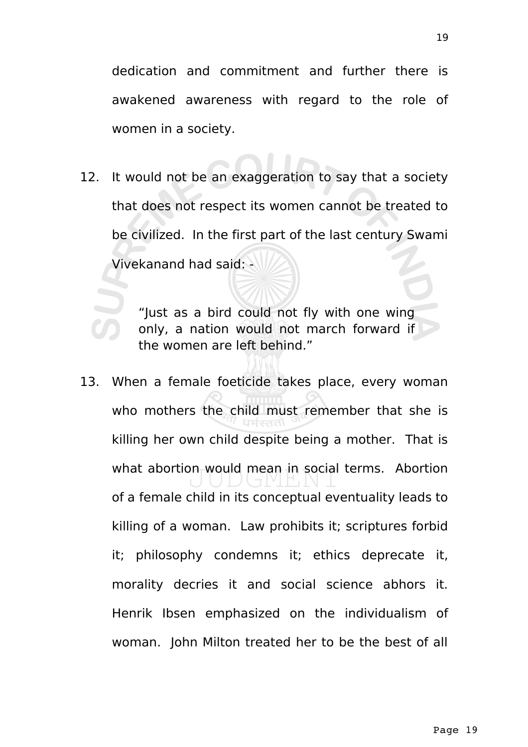dedication and commitment and further there is awakened awareness with regard to the role of women in a society.

12. It would not be an exaggeration to say that a society that does not respect its women cannot be treated to be civilized. In the first part of the last century Swami Vivekanand had said: -

> "Just as a bird could not fly with one wing only, a nation would not march forward if the women are left behind."

13. When a female foeticide takes place, every woman who mothers the child must remember that she is killing her own child despite being a mother. That is what abortion would mean in social terms. Abortion of a female child in its conceptual eventuality leads to killing of a woman. Law prohibits it; scriptures forbid it; philosophy condemns it; ethics deprecate it, morality decries it and social science abhors it. Henrik Ibsen emphasized on the individualism of woman. John Milton treated her to be the best of all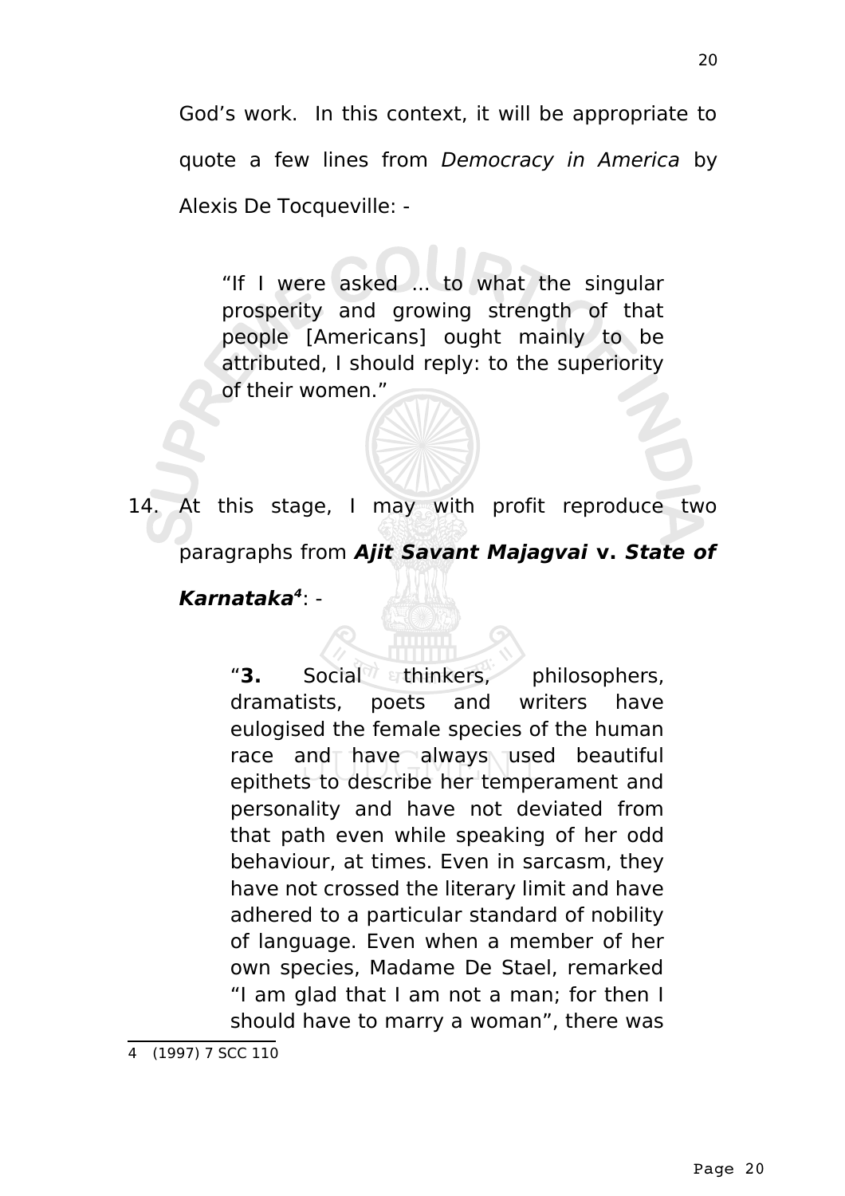God's work. In this context, it will be appropriate to quote a few lines from *Democracy in America* by Alexis De Tocqueville: -

> "If I were asked ... to what the singular prosperity and growing strength of that people [Americans] ought mainly to be attributed, I should reply: to the superiority of their women."

14. At this stage, I may with profit reproduce two paragraphs from ***Ajit Savant Majagvai* v. *State of Karnataka***[4]: -

> "**3.** Social thinkers, philosophers, dramatists, poets and writers have eulogised the female species of the human race and have always used beautiful epithets to describe her temperament and personality and have not deviated from that path even while speaking of her odd behaviour, at times. Even in sarcasm, they have not crossed the literary limit and have adhered to a particular standard of nobility of language. Even when a member of her own species, Madame De Stael, remarked "I am glad that I am not a man; for then I should have to marry a woman", there was

---

4 (1997) 7 SCC 110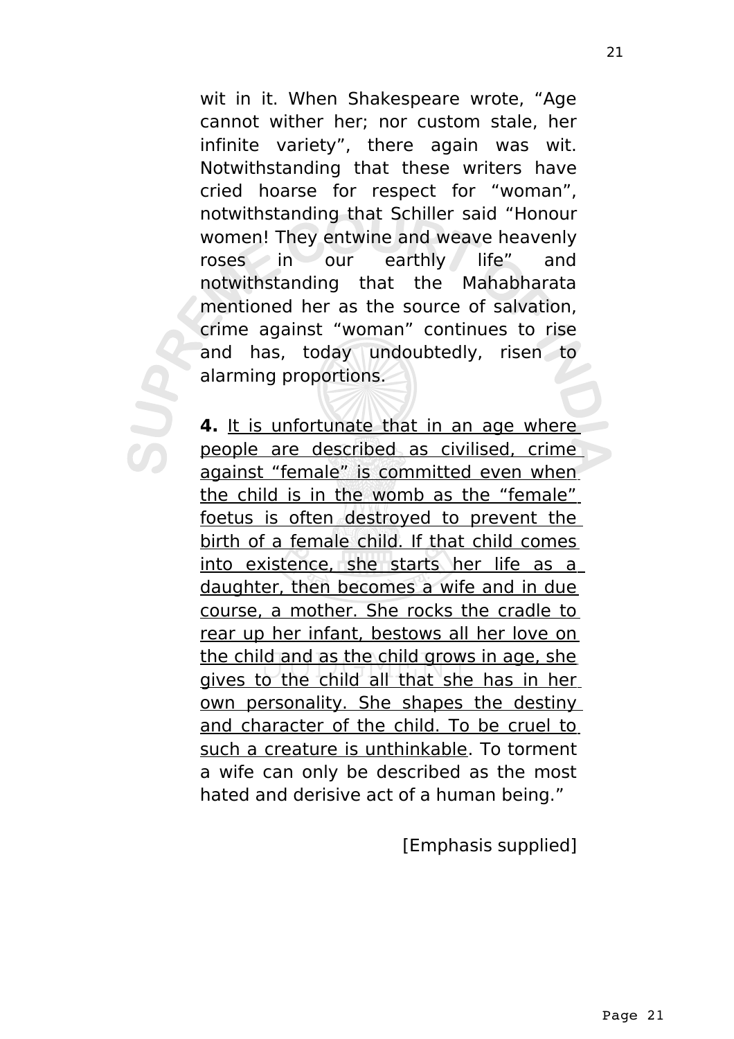wit in it. When Shakespeare wrote, "Age cannot wither her; nor custom stale, her infinite variety", there again was wit. Notwithstanding that these writers have cried hoarse for respect for "woman", notwithstanding that Schiller said "Honour women! They entwine and weave heavenly roses in our earthly life" and notwithstanding that the Mahabharata mentioned her as the source of salvation, crime against "woman" continues to rise and has, today undoubtedly, risen to alarming proportions.

**4.** <u>It is unfortunate that in an age where people are described as civilised, crime against "female" is committed even when the child is in the womb as the "female" foetus is often destroyed to prevent the birth of a female child. If that child comes into existence, she starts her life as a daughter, then becomes a wife and in due course, a mother. She rocks the cradle to rear up her infant, bestows all her love on the child and as the child grows in age, she gives to the child all that she has in her own personality. She shapes the destiny and character of the child. To be cruel to such a creature is unthinkable</u>. To torment a wife can only be described as the most hated and derisive act of a human being."

[Emphasis supplied]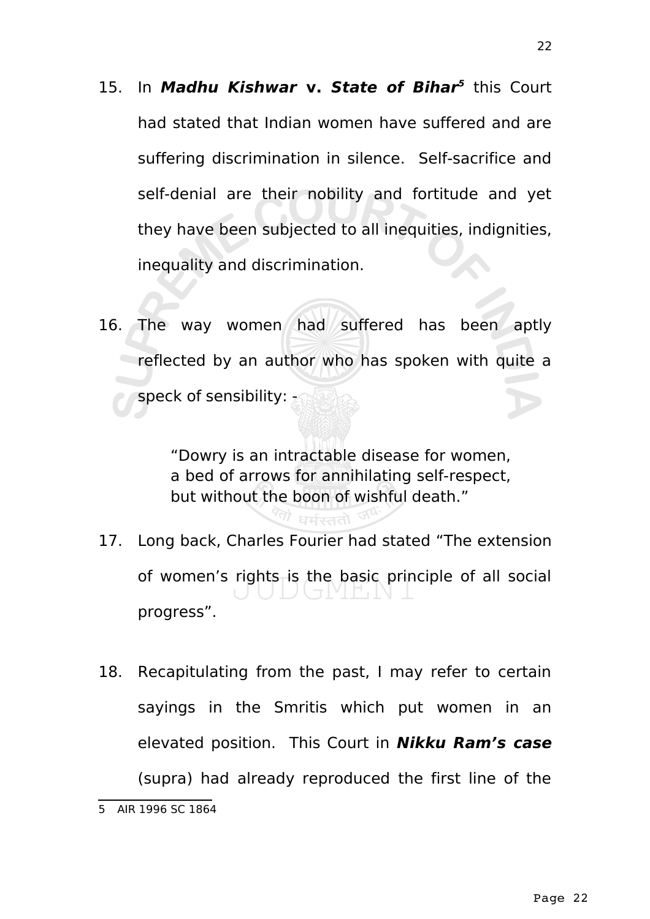15. In ***Madhu Kishwar* v. *State of Bihar***[5] this Court had stated that Indian women have suffered and are suffering discrimination in silence. Self-sacrifice and self-denial are their nobility and fortitude and yet they have been subjected to all inequities, indignities, inequality and discrimination.

16. The way women had suffered has been aptly reflected by an author who has spoken with quite a speck of sensibility: -

> "Dowry is an intractable disease for women,
> a bed of arrows for annihilating self-respect,
> but without the boon of wishful death."

17. Long back, Charles Fourier had stated "The extension of women's rights is the basic principle of all social progress".

18. Recapitulating from the past, I may refer to certain sayings in the Smritis which put women in an elevated position. This Court in ***Nikku Ram's case*** (supra) had already reproduced the first line of the

---

5 AIR 1996 SC 1864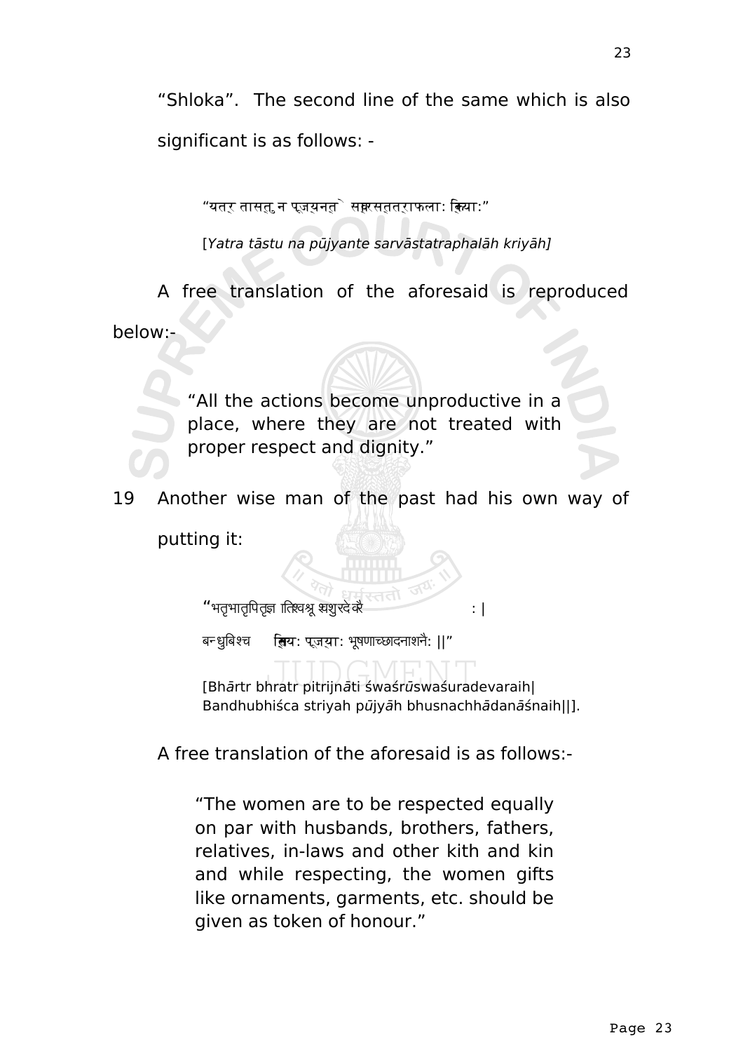"Shloka". The second line of the same which is also significant is as follows: -

> "यत्र तास्तु न पूज्यन्ते सर्वास्तत्राफला: क्रिया:"
>
> [*Yatra tāstu na pūjyante sarvāstatraphalāh kriyāh]*

A free translation of the aforesaid is reproduced below:-

> "All the actions become unproductive in a place, where they are not treated with proper respect and dignity."

19 Another wise man of the past had his own way of putting it:

> "भर्तृभ्रातृपितृज्ञातिश्वश्रूश्वशुरदेवरै: |
>
> बन्धुभिश्च स्त्रिय: पूज्या: भूषणाच्छादनाशनै: ||"
>
> [Bhārtr bhratr pitrijnāti świaśrūswaśuradevaraih|
> Bandhubhiśca striyah pūjyāh bhusnachhādanāśnaih||].

A free translation of the aforesaid is as follows:-

> "The women are to be respected equally on par with husbands, brothers, fathers, relatives, in-laws and other kith and kin and while respecting, the women gifts like ornaments, garments, etc. should be given as token of honour."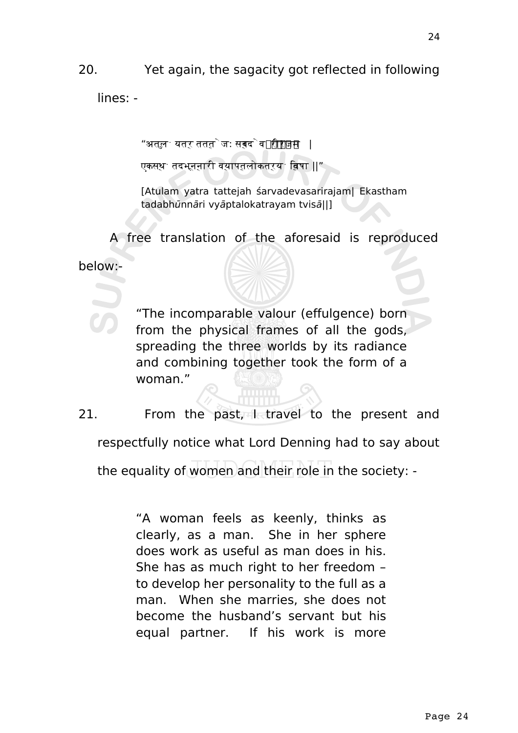20. Yet again, the sagacity got reflected in following lines: -

> "अतुलं यत्र तत्तेजः सर्वदेवशरीरजम् ।
>
> एकस्थं तदभून्नारी व्याप्तलोकत्रयं त्विषा ॥"
>
> [Atulam yatra tattejah śarvadevasarirajam| Ekastham tadabhūnnāri vyāptalokatrayam tvisā||]

A free translation of the aforesaid is reproduced below:-

> "The incomparable valour (effulgence) born from the physical frames of all the gods, spreading the three worlds by its radiance and combining together took the form of a woman."

21. From the past, I travel to the present and respectfully notice what Lord Denning had to say about the equality of women and their role in the society: -

> "A woman feels as keenly, thinks as clearly, as a man. She in her sphere does work as useful as man does in his. She has as much right to her freedom – to develop her personality to the full as a man. When she marries, she does not become the husband's servant but his equal partner. If his work is more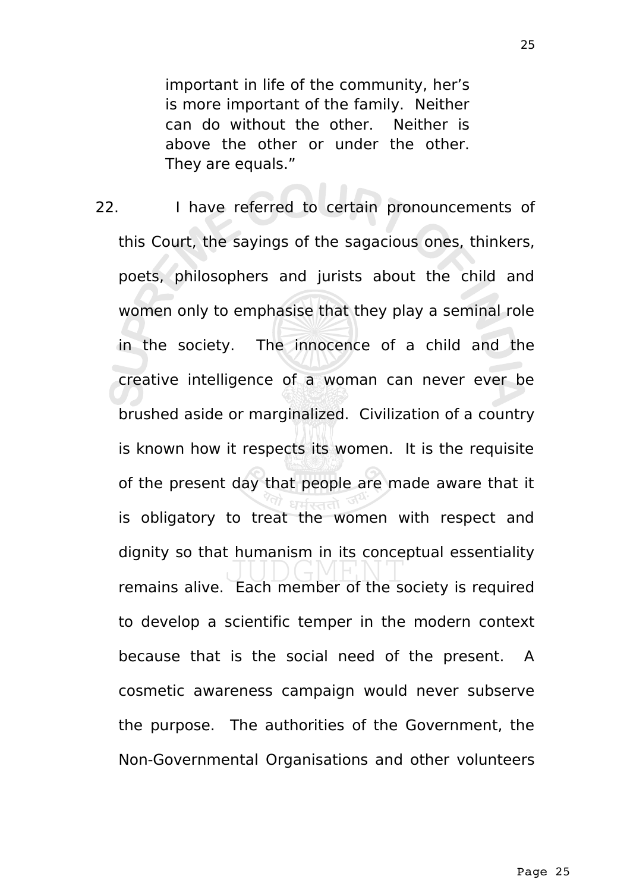> important in life of the community, her's is more important of the family. Neither can do without the other. Neither is above the other or under the other. They are equals."

22. I have referred to certain pronouncements of this Court, the sayings of the sagacious ones, thinkers, poets, philosophers and jurists about the child and women only to emphasise that they play a seminal role in the society. The innocence of a child and the creative intelligence of a woman can never ever be brushed aside or marginalized. Civilization of a country is known how it respects its women. It is the requisite of the present day that people are made aware that it is obligatory to treat the women with respect and dignity so that humanism in its conceptual essentiality remains alive. Each member of the society is required to develop a scientific temper in the modern context because that is the social need of the present. A cosmetic awareness campaign would never subserve the purpose. The authorities of the Government, the Non-Governmental Organisations and other volunteers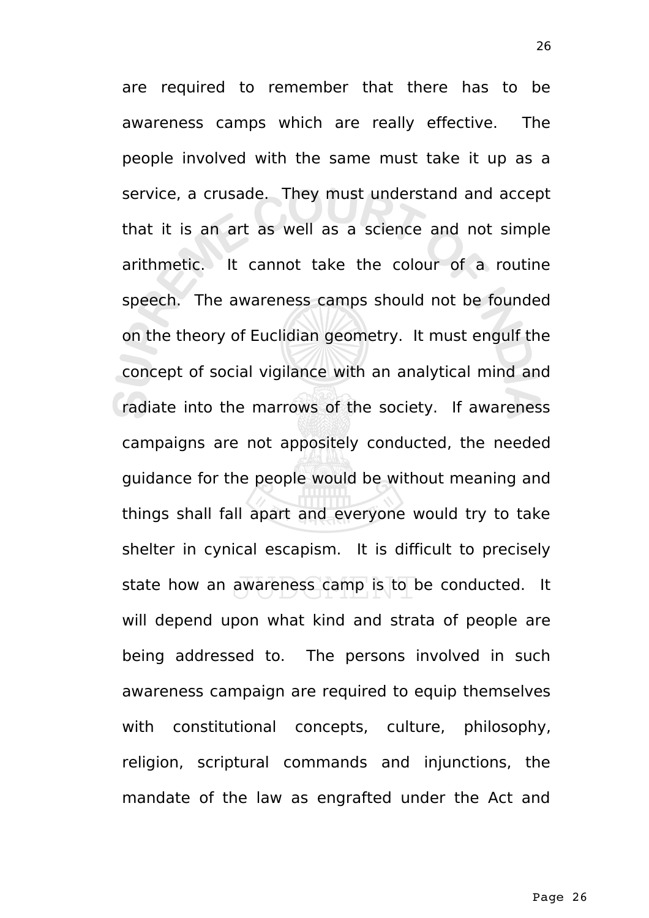are required to remember that there has to be awareness camps which are really effective. The people involved with the same must take it up as a service, a crusade. They must understand and accept that it is an art as well as a science and not simple arithmetic. It cannot take the colour of a routine speech. The awareness camps should not be founded on the theory of Euclidian geometry. It must engulf the concept of social vigilance with an analytical mind and radiate into the marrows of the society. If awareness campaigns are not appositely conducted, the needed guidance for the people would be without meaning and things shall fall apart and everyone would try to take shelter in cynical escapism. It is difficult to precisely state how an awareness camp is to be conducted. It will depend upon what kind and strata of people are being addressed to. The persons involved in such awareness campaign are required to equip themselves with constitutional concepts, culture, philosophy, religion, scriptural commands and injunctions, the mandate of the law as engrafted under the Act and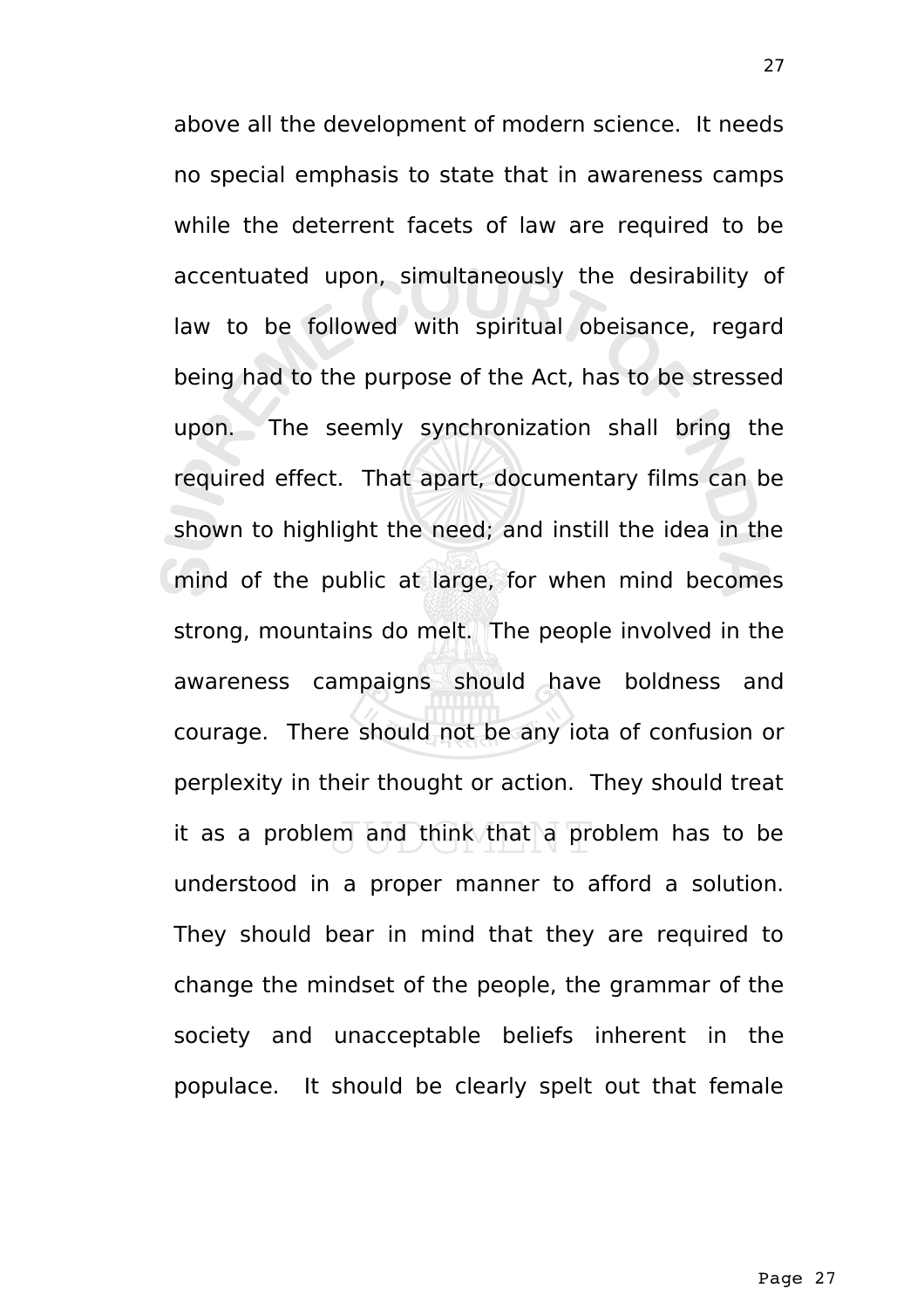above all the development of modern science. It needs no special emphasis to state that in awareness camps while the deterrent facets of law are required to be accentuated upon, simultaneously the desirability of law to be followed with spiritual obeisance, regard being had to the purpose of the Act, has to be stressed upon. The seemly synchronization shall bring the required effect. That apart, documentary films can be shown to highlight the need; and instill the idea in the mind of the public at large, for when mind becomes strong, mountains do melt. The people involved in the awareness campaigns should have boldness and courage. There should not be any iota of confusion or perplexity in their thought or action. They should treat it as a problem and think that a problem has to be understood in a proper manner to afford a solution. They should bear in mind that they are required to change the mindset of the people, the grammar of the society and unacceptable beliefs inherent in the populace. It should be clearly spelt out that female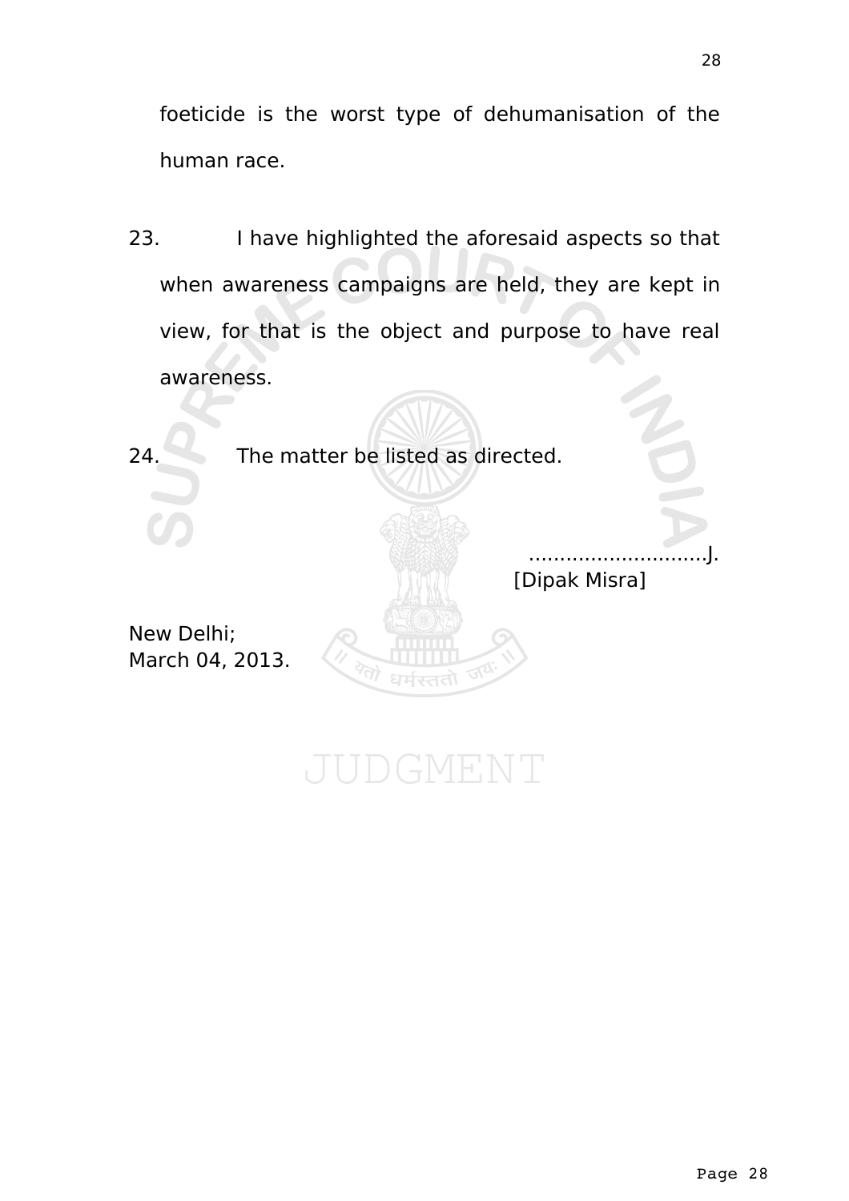foeticide is the worst type of dehumanisation of the human race.

23. I have highlighted the aforesaid aspects so that when awareness campaigns are held, they are kept in view, for that is the object and purpose to have real awareness.

24. The matter be listed as directed.

.............................J.
[Dipak Misra]

New Delhi;
March 04, 2013.